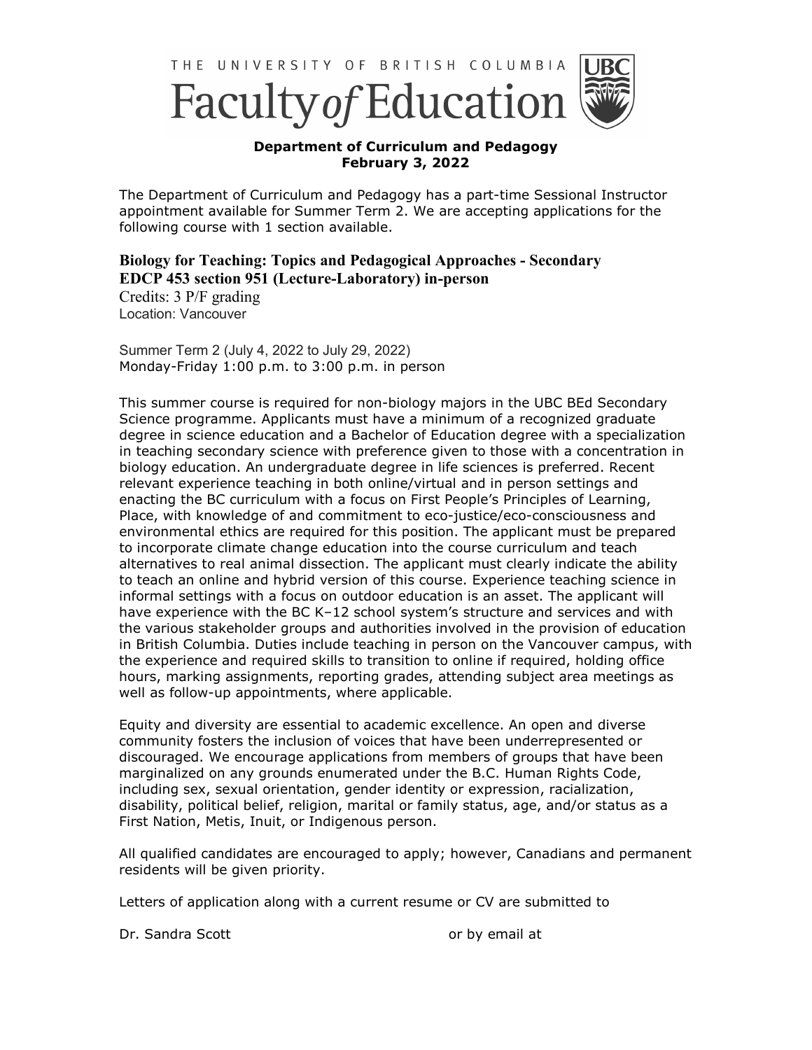THE UNIVERSITY OF BRITISH COLUMBIA

# Faculty of Education

**Department of Curriculum and Pedagogy**
**February 3, 2022**

The Department of Curriculum and Pedagogy has a part-time Sessional Instructor appointment available for Summer Term 2. We are accepting applications for the following course with 1 section available.

## Biology for Teaching: Topics and Pedagogical Approaches - Secondary
## EDCP 453 section 951 (Lecture-Laboratory) in-person

Credits: 3 P/F grading
Location: Vancouver

Summer Term 2 (July 4, 2022 to July 29, 2022)
Monday-Friday 1:00 p.m. to 3:00 p.m. in person

This summer course is required for non-biology majors in the UBC BEd Secondary Science programme. Applicants must have a minimum of a recognized graduate degree in science education and a Bachelor of Education degree with a specialization in teaching secondary science with preference given to those with a concentration in biology education. An undergraduate degree in life sciences is preferred. Recent relevant experience teaching in both online/virtual and in person settings and enacting the BC curriculum with a focus on First People's Principles of Learning, Place, with knowledge of and commitment to eco-justice/eco-consciousness and environmental ethics are required for this position. The applicant must be prepared to incorporate climate change education into the course curriculum and teach alternatives to real animal dissection. The applicant must clearly indicate the ability to teach an online and hybrid version of this course. Experience teaching science in informal settings with a focus on outdoor education is an asset. The applicant will have experience with the BC K–12 school system's structure and services and with the various stakeholder groups and authorities involved in the provision of education in British Columbia. Duties include teaching in person on the Vancouver campus, with the experience and required skills to transition to online if required, holding office hours, marking assignments, reporting grades, attending subject area meetings as well as follow-up appointments, where applicable.

Equity and diversity are essential to academic excellence. An open and diverse community fosters the inclusion of voices that have been underrepresented or discouraged. We encourage applications from members of groups that have been marginalized on any grounds enumerated under the B.C. Human Rights Code, including sex, sexual orientation, gender identity or expression, racialization, disability, political belief, religion, marital or family status, age, and/or status as a First Nation, Metis, Inuit, or Indigenous person.

All qualified candidates are encouraged to apply; however, Canadians and permanent residents will be given priority.

Letters of application along with a current resume or CV are submitted to

Dr. Sandra Scott or by email at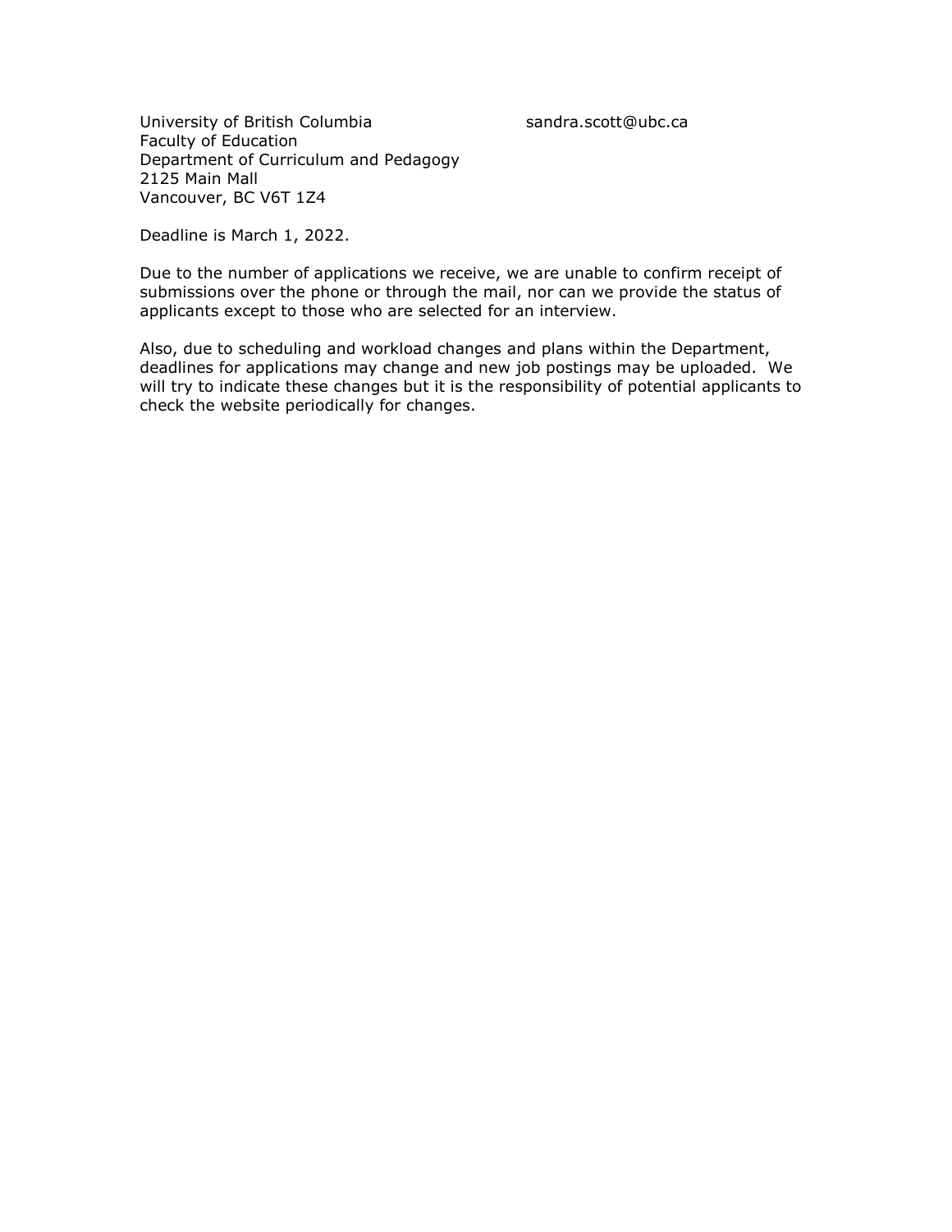University of British Columbia
Faculty of Education
Department of Curriculum and Pedagogy
2125 Main Mall
Vancouver, BC V6T 1Z4

sandra.scott@ubc.ca

Deadline is March 1, 2022.

Due to the number of applications we receive, we are unable to confirm receipt of submissions over the phone or through the mail, nor can we provide the status of applicants except to those who are selected for an interview.

Also, due to scheduling and workload changes and plans within the Department, deadlines for applications may change and new job postings may be uploaded. We will try to indicate these changes but it is the responsibility of potential applicants to check the website periodically for changes.